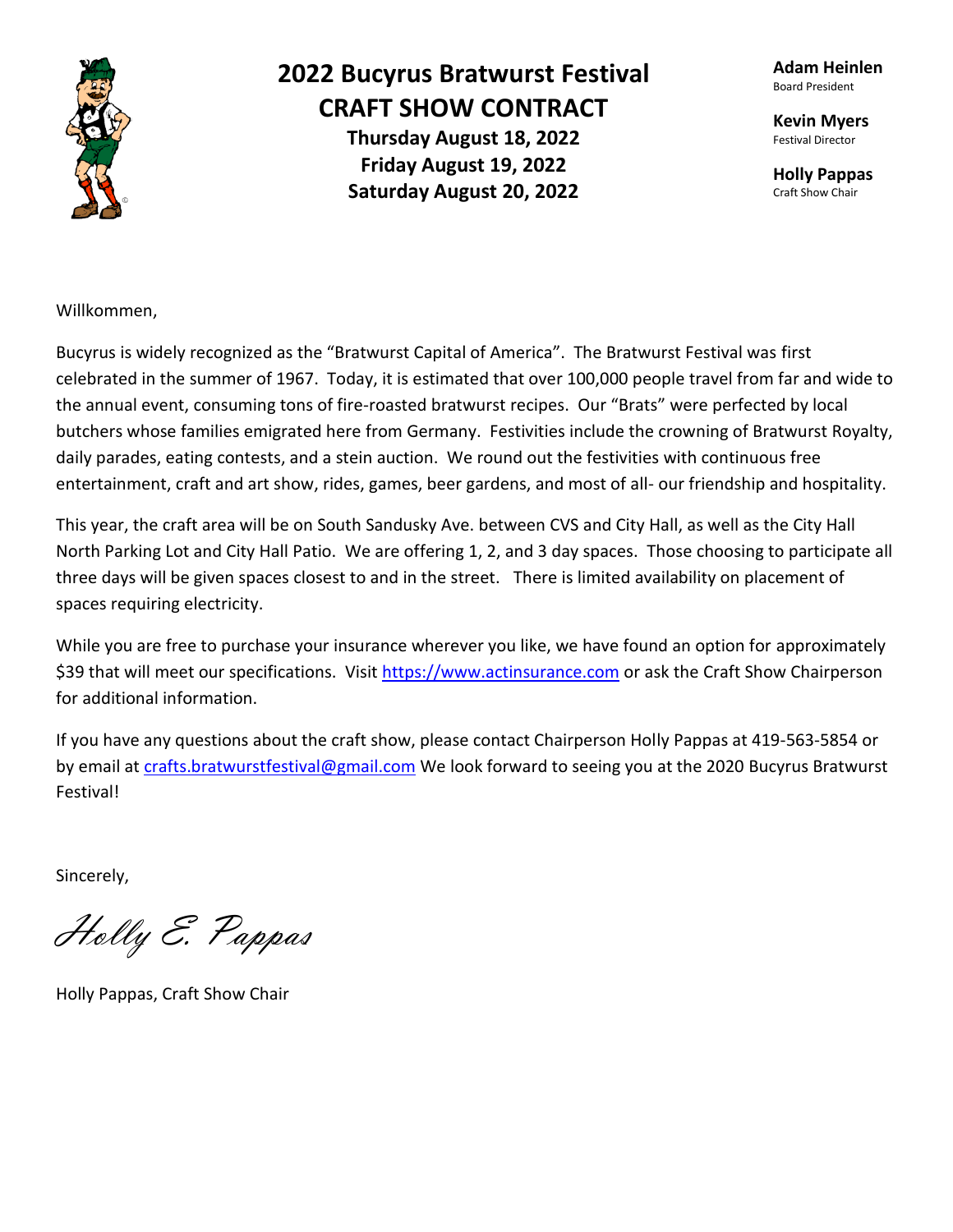# 2022 Bucyrus Bratwurst Festival
## CRAFT SHOW CONTRACT
**Thursday August 18, 2022**
**Friday August 19, 2022**
**Saturday August 20, 2022**

**Adam Heinlen**
Board President

**Kevin Myers**
Festival Director

**Holly Pappas**
Craft Show Chair

Willkommen,

Bucyrus is widely recognized as the "Bratwurst Capital of America". The Bratwurst Festival was first celebrated in the summer of 1967. Today, it is estimated that over 100,000 people travel from far and wide to the annual event, consuming tons of fire-roasted bratwurst recipes. Our "Brats" were perfected by local butchers whose families emigrated here from Germany. Festivities include the crowning of Bratwurst Royalty, daily parades, eating contests, and a stein auction. We round out the festivities with continuous free entertainment, craft and art show, rides, games, beer gardens, and most of all- our friendship and hospitality.

This year, the craft area will be on South Sandusky Ave. between CVS and City Hall, as well as the City Hall North Parking Lot and City Hall Patio. We are offering 1, 2, and 3 day spaces. Those choosing to participate all three days will be given spaces closest to and in the street. There is limited availability on placement of spaces requiring electricity.

While you are free to purchase your insurance wherever you like, we have found an option for approximately $39 that will meet our specifications. Visit https://www.actinsurance.com or ask the Craft Show Chairperson for additional information.

If you have any questions about the craft show, please contact Chairperson Holly Pappas at 419-563-5854 or by email at crafts.bratwurstfestival@gmail.com We look forward to seeing you at the 2020 Bucyrus Bratwurst Festival!

Sincerely,

*Holly E. Pappas*

Holly Pappas, Craft Show Chair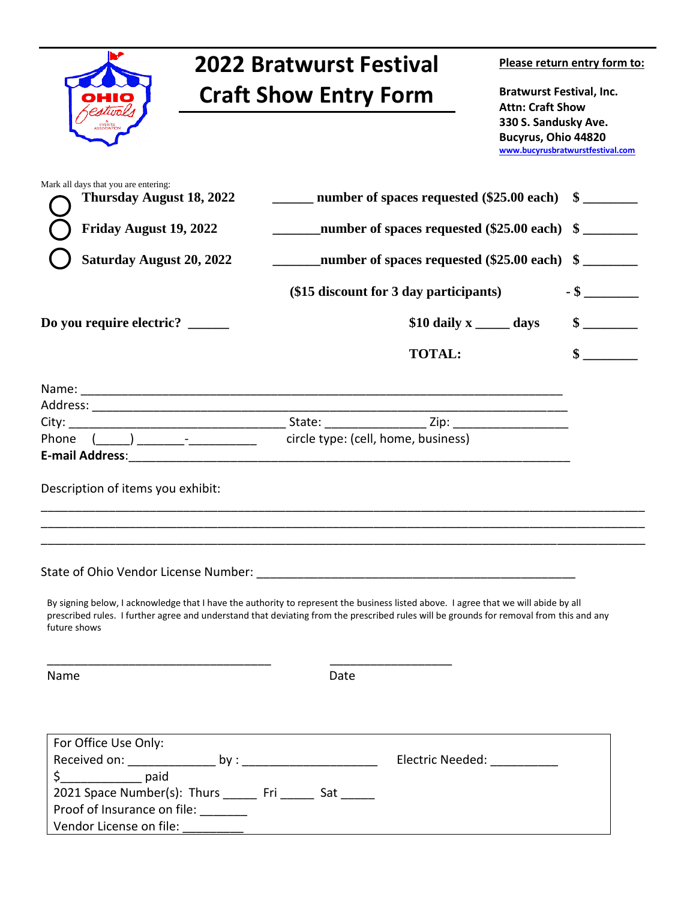# 2022 Bratwurst Festival Craft Show Entry Form

**Please return entry form to:**

**Bratwurst Festival, Inc.**
**Attn: Craft Show**
**330 S. Sandusky Ave.**
**Bucyrus, Ohio 44820**
**www.bucyrusbratwurstfestival.com**

Mark all days that you are entering:

| | | |
|---|---|---|
| ○ **Thursday August 18, 2022** | ______ **number of spaces requested ($25.00 each)** | **$ ________** |
| ○ **Friday August 19, 2022** | _______**number of spaces requested ($25.00 each)** | **$ ________** |
| ○ **Saturday August 20, 2022** | _______**number of spaces requested ($25.00 each)** | **$ ________** |
| | **($15 discount for 3 day participants)** | **- $ ________** |
| **Do you require electric? ______** | **$10 daily x _____ days** | **$ ________** |
| | **TOTAL:** | **$ ________** |

Name: ___________________________________________________________________________
Address: _________________________________________________________________________
City: __________________________________ State: _______________ Zip: _________________
Phone (_____) _______-__________ circle type: (cell, home, business)
**E-mail Address:**______________________________________________________________________

Description of items you exhibit:

______________________________________________________________________________________
______________________________________________________________________________________
______________________________________________________________________________________

State of Ohio Vendor License Number: _________________________________________________

By signing below, I acknowledge that I have the authority to represent the business listed above. I agree that we will abide by all prescribed rules. I further agree and understand that deviating from the prescribed rules will be grounds for removal from this and any future shows

__________________________________ ___________________
Name Date

For Office Use Only:
Received on: _____________ by : ____________________ Electric Needed: __________
$____________ paid
2021 Space Number(s): Thurs _____ Fri _____ Sat _____
Proof of Insurance on file: _______
Vendor License on file: _________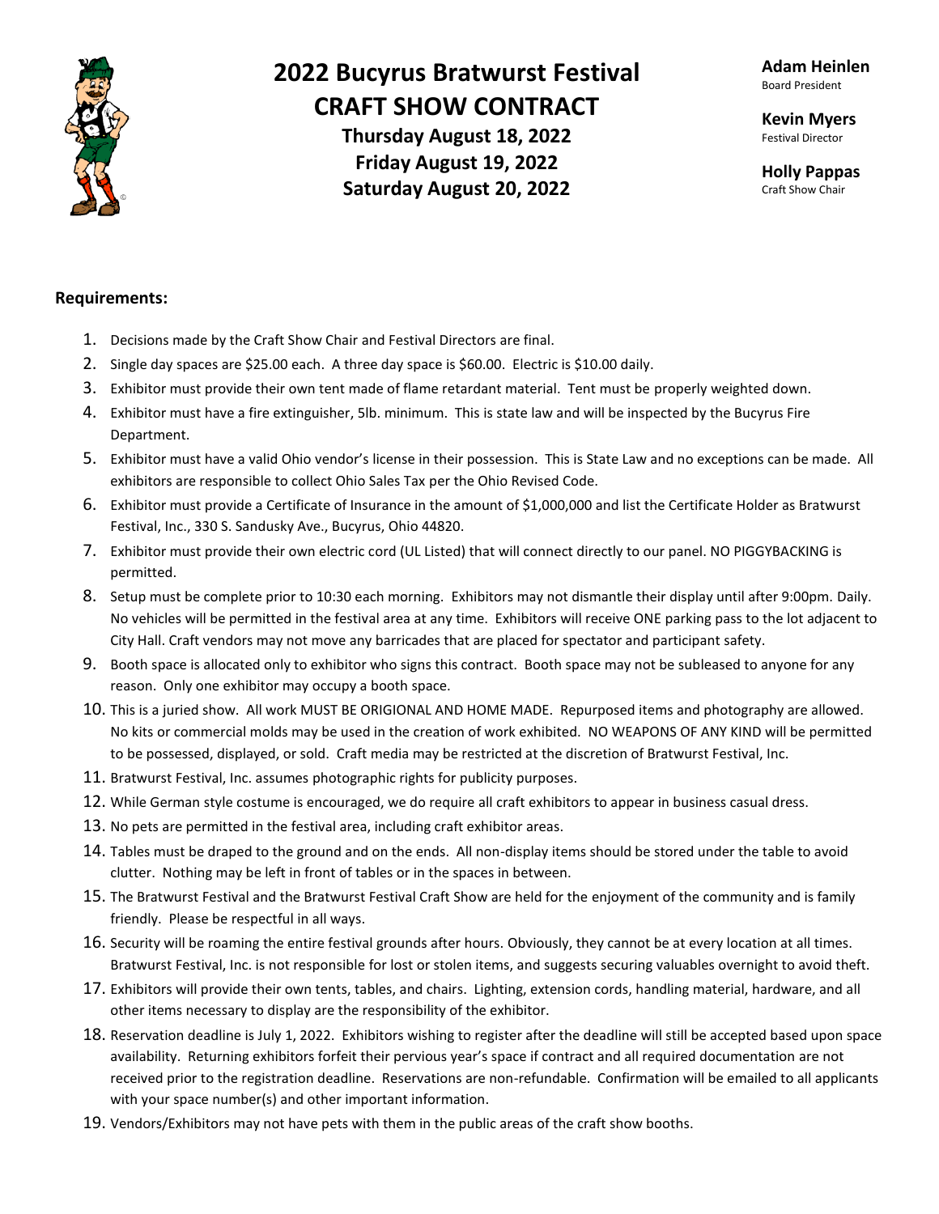# 2022 Bucyrus Bratwurst Festival
# CRAFT SHOW CONTRACT

**Thursday August 18, 2022**
**Friday August 19, 2022**
**Saturday August 20, 2022**

**Adam Heinlen**
Board President

**Kevin Myers**
Festival Director

**Holly Pappas**
Craft Show Chair

**Requirements:**

1. Decisions made by the Craft Show Chair and Festival Directors are final.
2. Single day spaces are $25.00 each. A three day space is $60.00. Electric is $10.00 daily.
3. Exhibitor must provide their own tent made of flame retardant material. Tent must be properly weighted down.
4. Exhibitor must have a fire extinguisher, 5lb. minimum. This is state law and will be inspected by the Bucyrus Fire Department.
5. Exhibitor must have a valid Ohio vendor's license in their possession. This is State Law and no exceptions can be made. All exhibitors are responsible to collect Ohio Sales Tax per the Ohio Revised Code.
6. Exhibitor must provide a Certificate of Insurance in the amount of $1,000,000 and list the Certificate Holder as Bratwurst Festival, Inc., 330 S. Sandusky Ave., Bucyrus, Ohio 44820.
7. Exhibitor must provide their own electric cord (UL Listed) that will connect directly to our panel. NO PIGGYBACKING is permitted.
8. Setup must be complete prior to 10:30 each morning. Exhibitors may not dismantle their display until after 9:00pm. Daily. No vehicles will be permitted in the festival area at any time. Exhibitors will receive ONE parking pass to the lot adjacent to City Hall. Craft vendors may not move any barricades that are placed for spectator and participant safety.
9. Booth space is allocated only to exhibitor who signs this contract. Booth space may not be subleased to anyone for any reason. Only one exhibitor may occupy a booth space.
10. This is a juried show. All work MUST BE ORIGIONAL AND HOME MADE. Repurposed items and photography are allowed. No kits or commercial molds may be used in the creation of work exhibited. NO WEAPONS OF ANY KIND will be permitted to be possessed, displayed, or sold. Craft media may be restricted at the discretion of Bratwurst Festival, Inc.
11. Bratwurst Festival, Inc. assumes photographic rights for publicity purposes.
12. While German style costume is encouraged, we do require all craft exhibitors to appear in business casual dress.
13. No pets are permitted in the festival area, including craft exhibitor areas.
14. Tables must be draped to the ground and on the ends. All non-display items should be stored under the table to avoid clutter. Nothing may be left in front of tables or in the spaces in between.
15. The Bratwurst Festival and the Bratwurst Festival Craft Show are held for the enjoyment of the community and is family friendly. Please be respectful in all ways.
16. Security will be roaming the entire festival grounds after hours. Obviously, they cannot be at every location at all times. Bratwurst Festival, Inc. is not responsible for lost or stolen items, and suggests securing valuables overnight to avoid theft.
17. Exhibitors will provide their own tents, tables, and chairs. Lighting, extension cords, handling material, hardware, and all other items necessary to display are the responsibility of the exhibitor.
18. Reservation deadline is July 1, 2022. Exhibitors wishing to register after the deadline will still be accepted based upon space availability. Returning exhibitors forfeit their pervious year's space if contract and all required documentation are not received prior to the registration deadline. Reservations are non-refundable. Confirmation will be emailed to all applicants with your space number(s) and other important information.
19. Vendors/Exhibitors may not have pets with them in the public areas of the craft show booths.